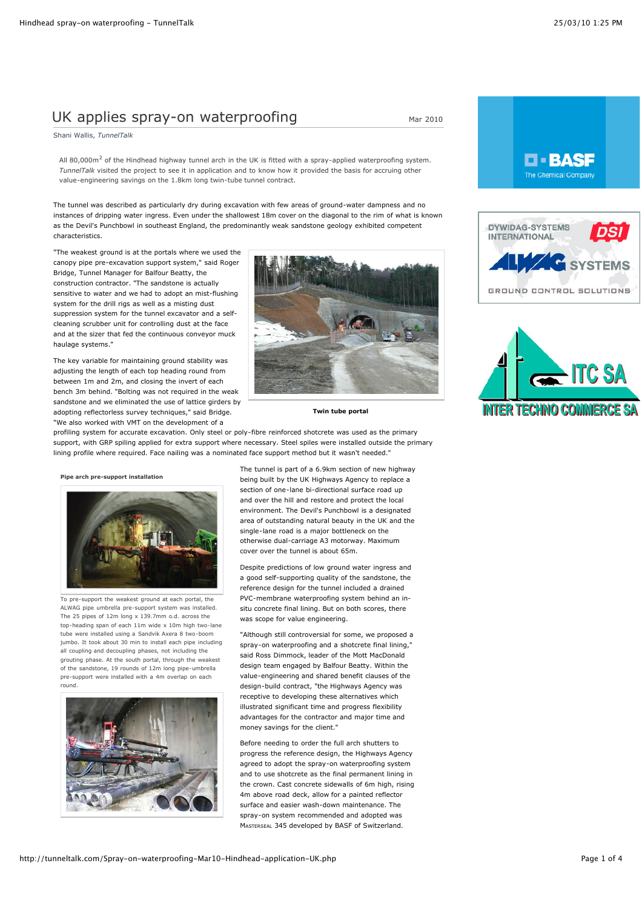# UK applies spray-on waterproofing

Mar 2010

Shani Wallis, *TunnelTalk*

All 80,000m$^2$ of the Hindhead highway tunnel arch in the UK is fitted with a spray-applied waterproofing system. *TunnelTalk* visited the project to see it in application and to know how it provided the basis for accruing other value-engineering savings on the 1.8km long twin-tube tunnel contract.

The tunnel was described as particularly dry during excavation with few areas of ground-water dampness and no instances of dripping water ingress. Even under the shallowest 18m cover on the diagonal to the rim of what is known as the Devil's Punchbowl in southeast England, the predominantly weak sandstone geology exhibited competent characteristics.

"The weakest ground is at the portals where we used the canopy pipe pre-excavation support system," said Roger Bridge, Tunnel Manager for Balfour Beatty, the construction contractor. "The sandstone is actually sensitive to water and we had to adopt an mist-flushing system for the drill rigs as well as a misting dust suppression system for the tunnel excavator and a self-cleaning scrubber unit for controlling dust at the face and at the sizer that fed the continuous conveyor muck haulage systems."

**Twin tube portal**

The key variable for maintaining ground stability was adjusting the length of each top heading round from between 1m and 2m, and closing the invert of each bench 3m behind. "Bolting was not required in the weak sandstone and we eliminated the use of lattice girders by adopting reflectorless survey techniques," said Bridge. "We also worked with VMT on the development of a profiling system for accurate excavation. Only steel or poly-fibre reinforced shotcrete was used as the primary support, with GRP spiling applied for extra support where necessary. Steel spiles were installed outside the primary lining profile where required. Face nailing was a nominated face support method but it wasn't needed."

**Pipe arch pre-support installation**

To pre-support the weakest ground at each portal, the ALWAG pipe umbrella pre-support system was installed. The 25 pipes of 12m long x 139.7mm o.d. across the top-heading span of each 11m wide x 10m high two-lane tube were installed using a Sandvik Axera 8 two-boom jumbo. It took about 30 min to install each pipe including all coupling and decoupling phases, not including the grouting phase. At the south portal, through the weakest of the sandstone, 19 rounds of 12m long pipe-umbrella pre-support were installed with a 4m overlap on each round.

The tunnel is part of a 6.9km section of new highway being built by the UK Highways Agency to replace a section of one-lane bi-directional surface road up and over the hill and restore and protect the local environment. The Devil's Punchbowl is a designated area of outstanding natural beauty in the UK and the single-lane road is a major bottleneck on the otherwise dual-carriage A3 motorway. Maximum cover over the tunnel is about 65m.

Despite predictions of low ground water ingress and a good self-supporting quality of the sandstone, the reference design for the tunnel included a drained PVC-membrane waterproofing system behind an in-situ concrete final lining. But on both scores, there was scope for value engineering.

"Although still controversial for some, we proposed a spray-on waterproofing and a shotcrete final lining," said Ross Dimmock, leader of the Mott MacDonald design team engaged by Balfour Beatty. Within the value-engineering and shared benefit clauses of the design-build contract, "the Highways Agency was receptive to developing these alternatives which illustrated significant time and progress flexibility advantages for the contractor and major time and money savings for the client."

Before needing to order the full arch shutters to progress the reference design, the Highways Agency agreed to adopt the spray-on waterproofing system and to use shotcrete as the final permanent lining in the crown. Cast concrete sidewalls of 6m high, rising 4m above road deck, allow for a painted reflector surface and easier wash-down maintenance. The spray-on system recommended and adopted was Masterseal 345 developed by BASF of Switzerland.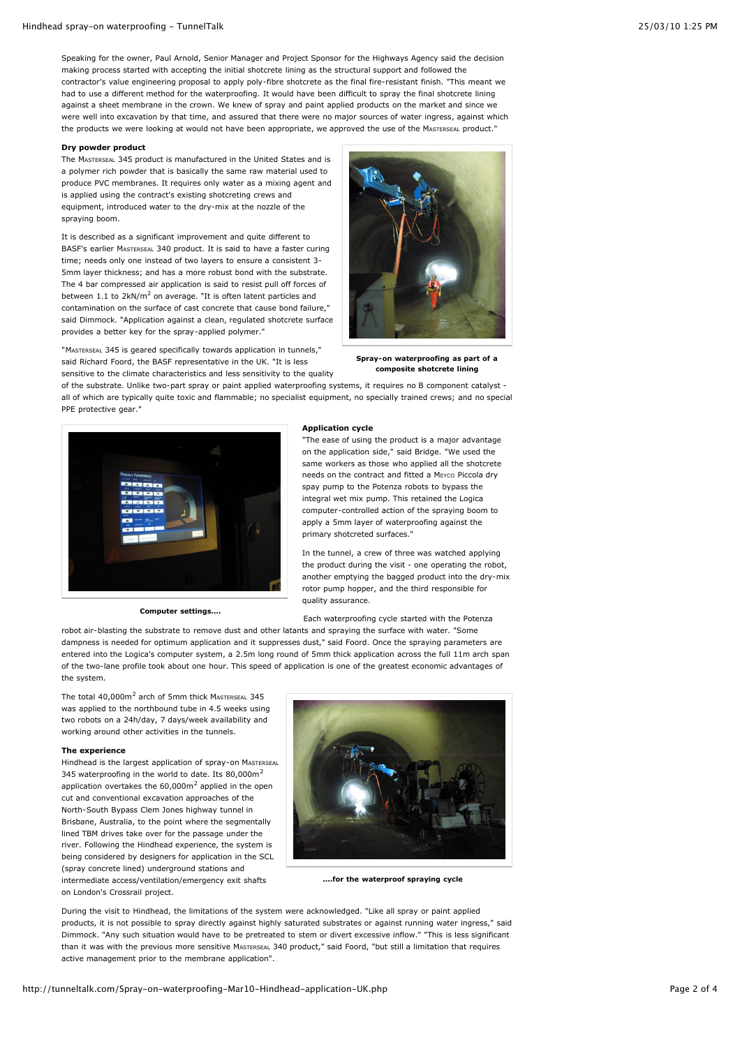Speaking for the owner, Paul Arnold, Senior Manager and Project Sponsor for the Highways Agency said the decision making process started with accepting the initial shotcrete lining as the structural support and followed the contractor's value engineering proposal to apply poly-fibre shotcrete as the final fire-resistant finish. "This meant we had to use a different method for the waterproofing. It would have been difficult to spray the final shotcrete lining against a sheet membrane in the crown. We knew of spray and paint applied products on the market and since we were well into excavation by that time, and assured that there were no major sources of water ingress, against which the products we were looking at would not have been appropriate, we approved the use of the MASTERSEAL product."

**Dry powder product**

The MASTERSEAL 345 product is manufactured in the United States and is a polymer rich powder that is basically the same raw material used to produce PVC membranes. It requires only water as a mixing agent and is applied using the contract's existing shotcreting crews and equipment, introduced water to the dry-mix at the nozzle of the spraying boom.

It is described as a significant improvement and quite different to BASF's earlier MASTERSEAL 340 product. It is said to have a faster curing time; needs only one instead of two layers to ensure a consistent 3-5mm layer thickness; and has a more robust bond with the substrate. The 4 bar compressed air application is said to resist pull off forces of between 1.1 to 2kN/m$^2$ on average. "It is often latent particles and contamination on the surface of cast concrete that cause bond failure," said Dimmock. "Application against a clean, regulated shotcrete surface provides a better key for the spray-applied polymer."

**Spray-on waterproofing as part of a composite shotcrete lining**

"MASTERSEAL 345 is geared specifically towards application in tunnels," said Richard Foord, the BASF representative in the UK. "It is less sensitive to the climate characteristics and less sensitive to the quality of the substrate. Unlike two-part spray or paint applied waterproofing systems, it requires no B component catalyst - all of which are typically quite toxic and flammable; no specialist equipment, no specially trained crews; and no special PPE protective gear."

**Computer settings....**

**Application cycle**

"The ease of using the product is a major advantage on the application side," said Bridge. "We used the same workers as those who applied all the shotcrete needs on the contract and fitted a MEYCO Piccola dry spay pump to the Potenza robots to bypass the integral wet mix pump. This retained the Logica computer-controlled action of the spraying boom to apply a 5mm layer of waterproofing against the primary shotcreted surfaces."

In the tunnel, a crew of three was watched applying the product during the visit - one operating the robot, another emptying the bagged product into the dry-mix rotor pump hopper, and the third responsible for quality assurance.

Each waterproofing cycle started with the Potenza robot air-blasting the substrate to remove dust and other latants and spraying the surface with water. "Some dampness is needed for optimum application and it suppresses dust," said Foord. Once the spraying parameters are entered into the Logica's computer system, a 2.5m long round of 5mm thick application across the full 11m arch span of the two-lane profile took about one hour. This speed of application is one of the greatest economic advantages of the system.

The total 40,000m$^2$ arch of 5mm thick MASTERSEAL 345 was applied to the northbound tube in 4.5 weeks using two robots on a 24h/day, 7 days/week availability and working around other activities in the tunnels.

**....for the waterproof spraying cycle**

**The experience**

Hindhead is the largest application of spray-on MASTERSEAL 345 waterproofing in the world to date. Its 80,000m$^2$ application overtakes the 60,000m$^2$ applied in the open cut and conventional excavation approaches of the North-South Bypass Clem Jones highway tunnel in Brisbane, Australia, to the point where the segmentally lined TBM drives take over for the passage under the river. Following the Hindhead experience, the system is being considered by designers for application in the SCL (spray concrete lined) underground stations and intermediate access/ventilation/emergency exit shafts on London's Crossrail project.

During the visit to Hindhead, the limitations of the system were acknowledged. "Like all spray or paint applied products, it is not possible to spray directly against highly saturated substrates or against running water ingress," said Dimmock. "Any such situation would have to be pretreated to stem or divert excessive inflow." "This is less significant than it was with the previous more sensitive MASTERSEAL 340 product," said Foord, "but still a limitation that requires active management prior to the membrane application".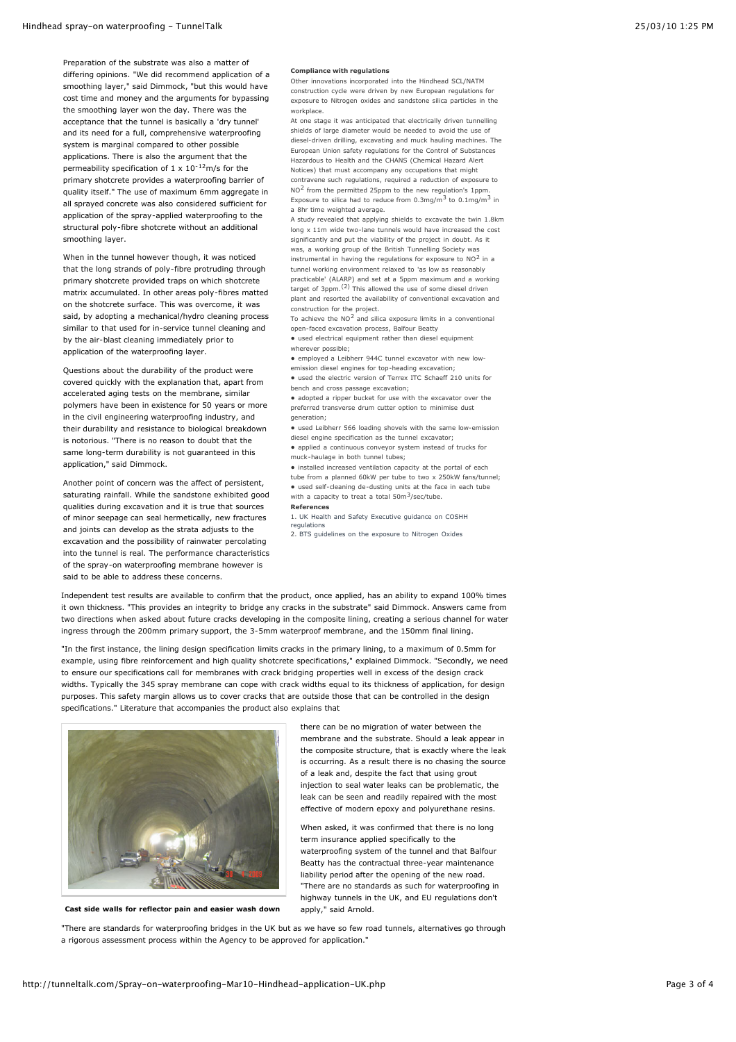Preparation of the substrate was also a matter of differing opinions. "We did recommend application of a smoothing layer," said Dimmock, "but this would have cost time and money and the arguments for bypassing the smoothing layer won the day. There was the acceptance that the tunnel is basically a 'dry tunnel' and its need for a full, comprehensive waterproofing system is marginal compared to other possible applications. There is also the argument that the permeability specification of $1 \times 10^{-12}$m/s for the primary shotcrete provides a waterproofing barrier of quality itself." The use of maximum 6mm aggregate in all sprayed concrete was also considered sufficient for application of the spray-applied waterproofing to the structural poly-fibre shotcrete without an additional smoothing layer.

When in the tunnel however though, it was noticed that the long strands of poly-fibre protruding through primary shotcrete provided traps on which shotcrete matrix accumulated. In other areas poly-fibres matted on the shotcrete surface. This was overcome, it was said, by adopting a mechanical/hydro cleaning process similar to that used for in-service tunnel cleaning and by the air-blast cleaning immediately prior to application of the waterproofing layer.

Questions about the durability of the product were covered quickly with the explanation that, apart from accelerated aging tests on the membrane, similar polymers have been in existence for 50 years or more in the civil engineering waterproofing industry, and their durability and resistance to biological breakdown is notorious. "There is no reason to doubt that the same long-term durability is not guaranteed in this application," said Dimmock.

Another point of concern was the affect of persistent, saturating rainfall. While the sandstone exhibited good qualities during excavation and it is true that sources of minor seepage can seal hermetically, new fractures and joints can develop as the strata adjusts to the excavation and the possibility of rainwater percolating into the tunnel is real. The performance characteristics of the spray-on waterproofing membrane however is said to be able to address these concerns.

**Compliance with regulations**

Other innovations incorporated into the Hindhead SCL/NATM construction cycle were driven by new European regulations for exposure to Nitrogen oxides and sandstone silica particles in the workplace.

At one stage it was anticipated that electrically driven tunnelling shields of large diameter would be needed to avoid the use of diesel-driven drilling, excavating and muck hauling machines. The European Union safety regulations for the Control of Substances Hazardous to Health and the CHANS (Chemical Hazard Alert Notices) that must accompany any occupations that might contravene such regulations, required a reduction of exposure to $NO^2$ from the permitted 25ppm to the new regulation's 1ppm. Exposure to silica had to reduce from 0.3mg/m$^3$ to 0.1mg/m$^3$ in a 8hr time weighted average.

A study revealed that applying shields to excavate the twin 1.8km long x 11m wide two-lane tunnels would have increased the cost significantly and put the viability of the project in doubt. As it was, a working group of the British Tunnelling Society was instrumental in having the regulations for exposure to $NO^2$ in a tunnel working environment relaxed to 'as low as reasonably practicable' (ALARP) and set at a 5ppm maximum and a working target of 3ppm.[2] This allowed the use of some diesel driven plant and resorted the availability of conventional excavation and construction for the project.

To achieve the $NO^2$ and silica exposure limits in a conventional open-faced excavation process, Balfour Beatty

- used electrical equipment rather than diesel equipment wherever possible;
- employed a Leibherr 944C tunnel excavator with new low-emission diesel engines for top-heading excavation;
- used the electric version of Terrex ITC Schaeff 210 units for bench and cross passage excavation;
- adopted a ripper bucket for use with the excavator over the preferred transverse drum cutter option to minimise dust generation;
- used Leibherr 566 loading shovels with the same low-emission diesel engine specification as the tunnel excavator;
- applied a continuous conveyor system instead of trucks for muck-haulage in both tunnel tubes;
- installed increased ventilation capacity at the portal of each tube from a planned 60kW per tube to two x 250kW fans/tunnel;
- used self-cleaning de-dusting units at the face in each tube with a capacity to treat a total 50m$^3$/sec/tube.

**References**

1. UK Health and Safety Executive guidance on COSHH regulations
2. BTS guidelines on the exposure to Nitrogen Oxides

Independent test results are available to confirm that the product, once applied, has an ability to expand 100% times it own thickness. "This provides an integrity to bridge any cracks in the substrate" said Dimmock. Answers came from two directions when asked about future cracks developing in the composite lining, creating a serious channel for water ingress through the 200mm primary support, the 3-5mm waterproof membrane, and the 150mm final lining.

"In the first instance, the lining design specification limits cracks in the primary lining, to a maximum of 0.5mm for example, using fibre reinforcement and high quality shotcrete specifications," explained Dimmock. "Secondly, we need to ensure our specifications call for membranes with crack bridging properties well in excess of the design crack widths. Typically the 345 spray membrane can cope with crack widths equal to its thickness of application, for design purposes. This safety margin allows us to cover cracks that are outside those that can be controlled in the design specifications." Literature that accompanies the product also explains that there can be no migration of water between the membrane and the substrate. Should a leak appear in the composite structure, that is exactly where the leak is occurring. As a result there is no chasing the source of a leak and, despite the fact that using grout injection to seal water leaks can be problematic, the leak can be seen and readily repaired with the most effective of modern epoxy and polyurethane resins.

**Cast side walls for reflector pain and easier wash down**

When asked, it was confirmed that there is no long term insurance applied specifically to the waterproofing system of the tunnel and that Balfour Beatty has the contractual three-year maintenance liability period after the opening of the new road. "There are no standards as such for waterproofing in highway tunnels in the UK, and EU regulations don't apply," said Arnold.

"There are standards for waterproofing bridges in the UK but as we have so few road tunnels, alternatives go through a rigorous assessment process within the Agency to be approved for application."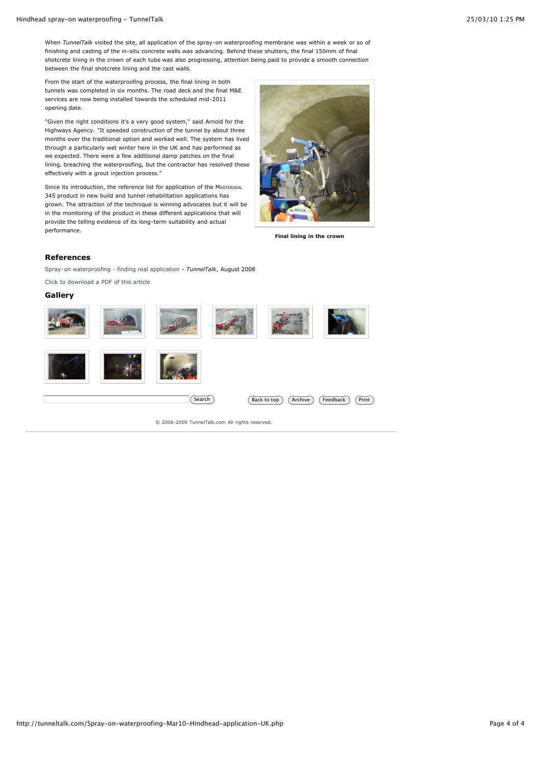When *TunnelTalk* visited the site, all application of the spray-on waterproofing membrane was within a week or so of finishing and casting of the in-situ concrete walls was advancing. Behind these shutters, the final 150mm of final shotcrete lining in the crown of each tube was also progressing, attention being paid to provide a smooth connection between the final shotcrete lining and the cast walls.

From the start of the waterproofing process, the final lining in both tunnels was completed in six months. The road deck and the final M&E services are now being installed towards the scheduled mid-2011 opening date.

"Given the right conditions it's a very good system," said Arnold for the Highways Agency. "It speeded construction of the tunnel by about three months over the traditional option and worked well. The system has lived through a particularly wet winter here in the UK and has performed as we expected. There were a few additional damp patches on the final lining, breaching the waterproofing, but the contractor has resolved these effectively with a grout injection process."

Since its introduction, the reference list for application of the MASTERSEAL 345 product in new build and tunnel rehabilitation applications has grown. The attraction of the technique is winning advocates but it will be in the monitoring of the product in these different applications that will provide the telling evidence of its long-term suitability and actual performance.

**Final lining in the crown**

### References

Spray-on waterproofing - finding real application - *TunnelTalk*, August 2008

Click to download a PDF of this article

### Gallery

Search Back to top Archive Feedback Print

© 2008-2009 TunnelTalk.com All rights reserved.